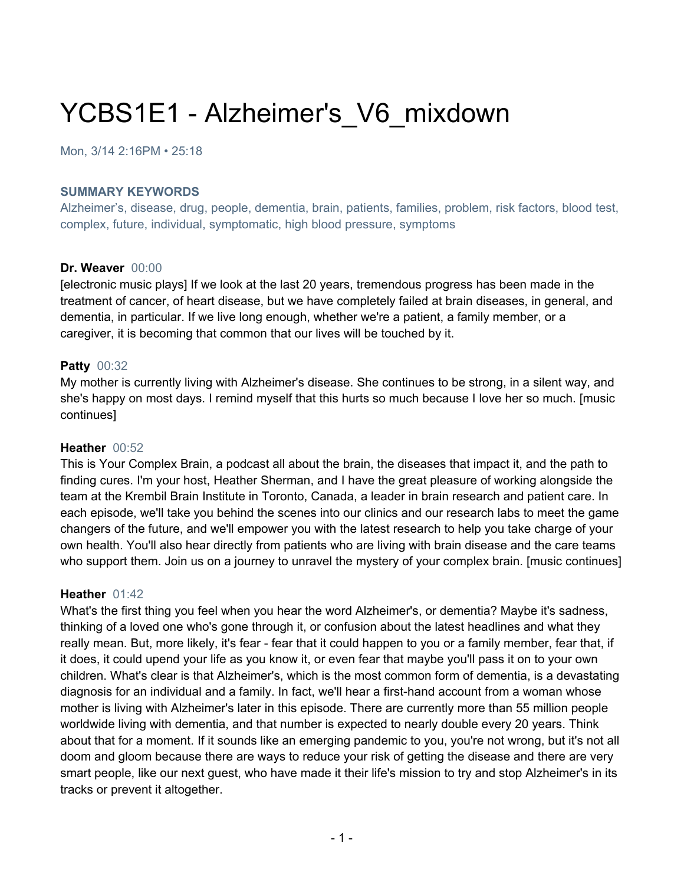# YCBS1E1 - Alzheimer's_V6_mixdown

Mon, 3/14 2:16PM • 25:18

**SUMMARY KEYWORDS**

Alzheimer's, disease, drug, people, dementia, brain, patients, families, problem, risk factors, blood test, complex, future, individual, symptomatic, high blood pressure, symptoms

**Dr. Weaver** 00:00

[electronic music plays] If we look at the last 20 years, tremendous progress has been made in the treatment of cancer, of heart disease, but we have completely failed at brain diseases, in general, and dementia, in particular. If we live long enough, whether we're a patient, a family member, or a caregiver, it is becoming that common that our lives will be touched by it.

**Patty** 00:32

My mother is currently living with Alzheimer's disease. She continues to be strong, in a silent way, and she's happy on most days. I remind myself that this hurts so much because I love her so much. [music continues]

**Heather** 00:52

This is Your Complex Brain, a podcast all about the brain, the diseases that impact it, and the path to finding cures. I'm your host, Heather Sherman, and I have the great pleasure of working alongside the team at the Krembil Brain Institute in Toronto, Canada, a leader in brain research and patient care. In each episode, we'll take you behind the scenes into our clinics and our research labs to meet the game changers of the future, and we'll empower you with the latest research to help you take charge of your own health. You'll also hear directly from patients who are living with brain disease and the care teams who support them. Join us on a journey to unravel the mystery of your complex brain. [music continues]

**Heather** 01:42

What's the first thing you feel when you hear the word Alzheimer's, or dementia? Maybe it's sadness, thinking of a loved one who's gone through it, or confusion about the latest headlines and what they really mean. But, more likely, it's fear - fear that it could happen to you or a family member, fear that, if it does, it could upend your life as you know it, or even fear that maybe you'll pass it on to your own children. What's clear is that Alzheimer's, which is the most common form of dementia, is a devastating diagnosis for an individual and a family. In fact, we'll hear a first-hand account from a woman whose mother is living with Alzheimer's later in this episode. There are currently more than 55 million people worldwide living with dementia, and that number is expected to nearly double every 20 years. Think about that for a moment. If it sounds like an emerging pandemic to you, you're not wrong, but it's not all doom and gloom because there are ways to reduce your risk of getting the disease and there are very smart people, like our next guest, who have made it their life's mission to try and stop Alzheimer's in its tracks or prevent it altogether.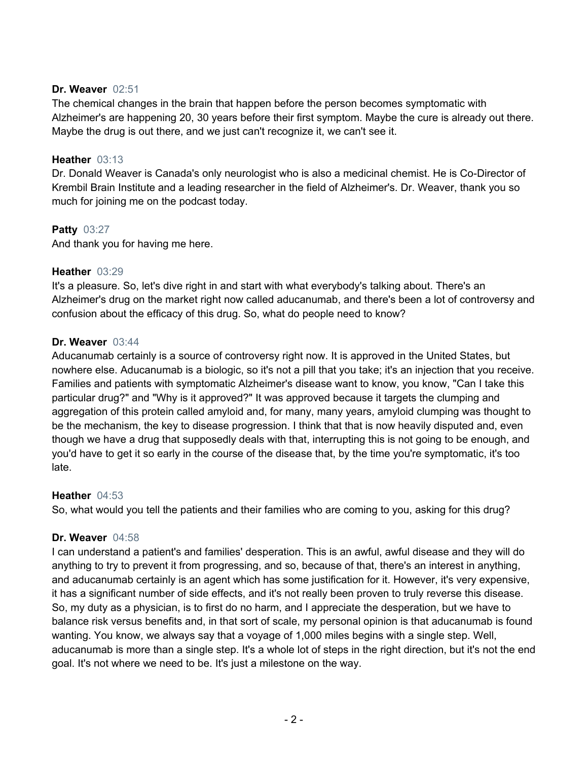**Dr. Weaver** 02:51
The chemical changes in the brain that happen before the person becomes symptomatic with Alzheimer's are happening 20, 30 years before their first symptom. Maybe the cure is already out there. Maybe the drug is out there, and we just can't recognize it, we can't see it.

**Heather** 03:13
Dr. Donald Weaver is Canada's only neurologist who is also a medicinal chemist. He is Co-Director of Krembil Brain Institute and a leading researcher in the field of Alzheimer's. Dr. Weaver, thank you so much for joining me on the podcast today.

**Patty** 03:27
And thank you for having me here.

**Heather** 03:29
It's a pleasure. So, let's dive right in and start with what everybody's talking about. There's an Alzheimer's drug on the market right now called aducanumab, and there's been a lot of controversy and confusion about the efficacy of this drug. So, what do people need to know?

**Dr. Weaver** 03:44
Aducanumab certainly is a source of controversy right now. It is approved in the United States, but nowhere else. Aducanumab is a biologic, so it's not a pill that you take; it's an injection that you receive. Families and patients with symptomatic Alzheimer's disease want to know, you know, "Can I take this particular drug?" and "Why is it approved?" It was approved because it targets the clumping and aggregation of this protein called amyloid and, for many, many years, amyloid clumping was thought to be the mechanism, the key to disease progression. I think that that is now heavily disputed and, even though we have a drug that supposedly deals with that, interrupting this is not going to be enough, and you'd have to get it so early in the course of the disease that, by the time you're symptomatic, it's too late.

**Heather** 04:53
So, what would you tell the patients and their families who are coming to you, asking for this drug?

**Dr. Weaver** 04:58
I can understand a patient's and families' desperation. This is an awful, awful disease and they will do anything to try to prevent it from progressing, and so, because of that, there's an interest in anything, and aducanumab certainly is an agent which has some justification for it. However, it's very expensive, it has a significant number of side effects, and it's not really been proven to truly reverse this disease. So, my duty as a physician, is to first do no harm, and I appreciate the desperation, but we have to balance risk versus benefits and, in that sort of scale, my personal opinion is that aducanumab is found wanting. You know, we always say that a voyage of 1,000 miles begins with a single step. Well, aducanumab is more than a single step. It's a whole lot of steps in the right direction, but it's not the end goal. It's not where we need to be. It's just a milestone on the way.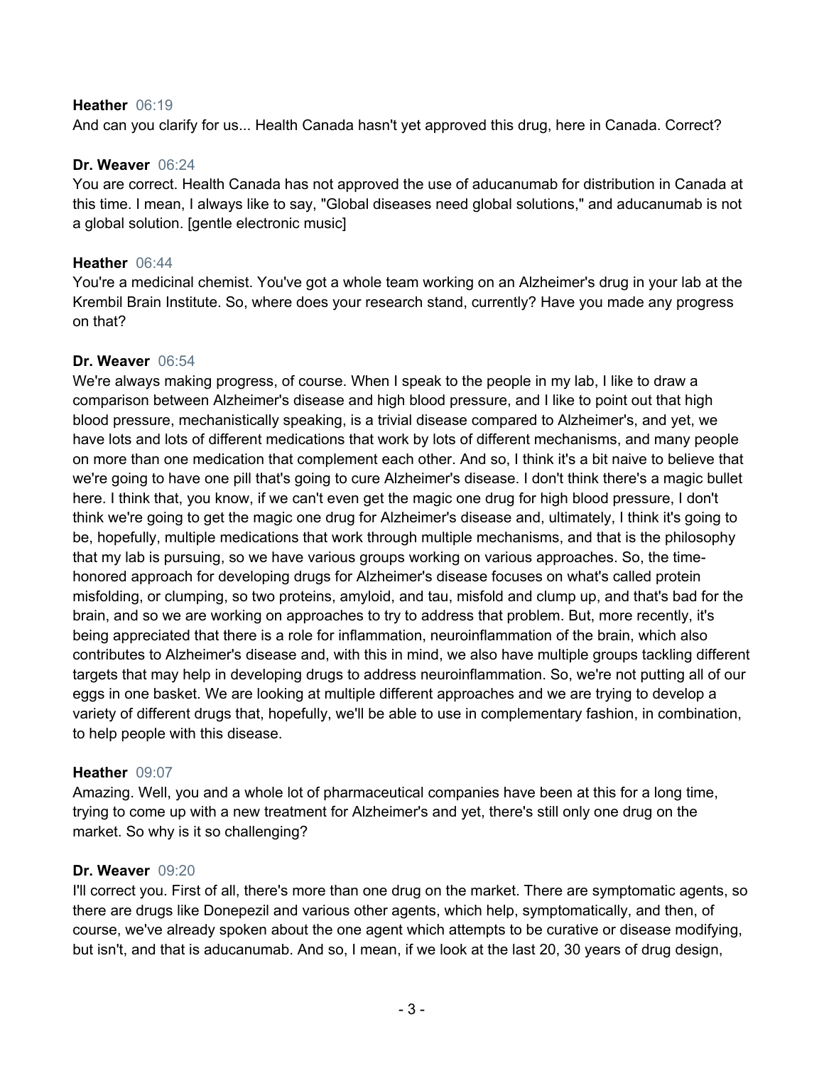**Heather** 06:19
And can you clarify for us... Health Canada hasn't yet approved this drug, here in Canada. Correct?

**Dr. Weaver** 06:24
You are correct. Health Canada has not approved the use of aducanumab for distribution in Canada at this time. I mean, I always like to say, "Global diseases need global solutions," and aducanumab is not a global solution. [gentle electronic music]

**Heather** 06:44
You're a medicinal chemist. You've got a whole team working on an Alzheimer's drug in your lab at the Krembil Brain Institute. So, where does your research stand, currently? Have you made any progress on that?

**Dr. Weaver** 06:54
We're always making progress, of course. When I speak to the people in my lab, I like to draw a comparison between Alzheimer's disease and high blood pressure, and I like to point out that high blood pressure, mechanistically speaking, is a trivial disease compared to Alzheimer's, and yet, we have lots and lots of different medications that work by lots of different mechanisms, and many people on more than one medication that complement each other. And so, I think it's a bit naive to believe that we're going to have one pill that's going to cure Alzheimer's disease. I don't think there's a magic bullet here. I think that, you know, if we can't even get the magic one drug for high blood pressure, I don't think we're going to get the magic one drug for Alzheimer's disease and, ultimately, I think it's going to be, hopefully, multiple medications that work through multiple mechanisms, and that is the philosophy that my lab is pursuing, so we have various groups working on various approaches. So, the time-honored approach for developing drugs for Alzheimer's disease focuses on what's called protein misfolding, or clumping, so two proteins, amyloid, and tau, misfold and clump up, and that's bad for the brain, and so we are working on approaches to try to address that problem. But, more recently, it's being appreciated that there is a role for inflammation, neuroinflammation of the brain, which also contributes to Alzheimer's disease and, with this in mind, we also have multiple groups tackling different targets that may help in developing drugs to address neuroinflammation. So, we're not putting all of our eggs in one basket. We are looking at multiple different approaches and we are trying to develop a variety of different drugs that, hopefully, we'll be able to use in complementary fashion, in combination, to help people with this disease.

**Heather** 09:07
Amazing. Well, you and a whole lot of pharmaceutical companies have been at this for a long time, trying to come up with a new treatment for Alzheimer's and yet, there's still only one drug on the market. So why is it so challenging?

**Dr. Weaver** 09:20
I'll correct you. First of all, there's more than one drug on the market. There are symptomatic agents, so there are drugs like Donepezil and various other agents, which help, symptomatically, and then, of course, we've already spoken about the one agent which attempts to be curative or disease modifying, but isn't, and that is aducanumab. And so, I mean, if we look at the last 20, 30 years of drug design,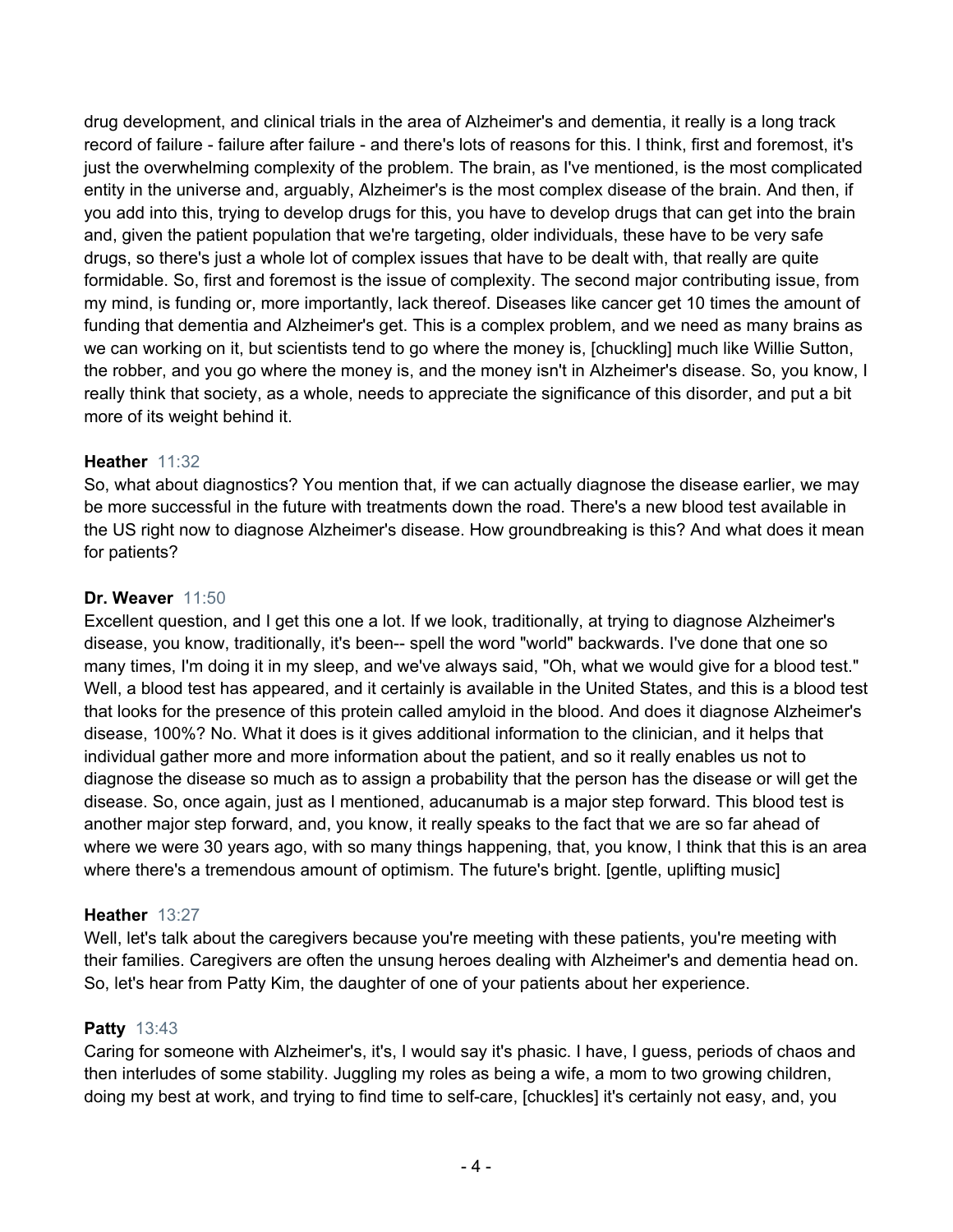drug development, and clinical trials in the area of Alzheimer's and dementia, it really is a long track record of failure - failure after failure - and there's lots of reasons for this. I think, first and foremost, it's just the overwhelming complexity of the problem. The brain, as I've mentioned, is the most complicated entity in the universe and, arguably, Alzheimer's is the most complex disease of the brain. And then, if you add into this, trying to develop drugs for this, you have to develop drugs that can get into the brain and, given the patient population that we're targeting, older individuals, these have to be very safe drugs, so there's just a whole lot of complex issues that have to be dealt with, that really are quite formidable. So, first and foremost is the issue of complexity. The second major contributing issue, from my mind, is funding or, more importantly, lack thereof. Diseases like cancer get 10 times the amount of funding that dementia and Alzheimer's get. This is a complex problem, and we need as many brains as we can working on it, but scientists tend to go where the money is, [chuckling] much like Willie Sutton, the robber, and you go where the money is, and the money isn't in Alzheimer's disease. So, you know, I really think that society, as a whole, needs to appreciate the significance of this disorder, and put a bit more of its weight behind it.

**Heather** 11:32
So, what about diagnostics? You mention that, if we can actually diagnose the disease earlier, we may be more successful in the future with treatments down the road. There's a new blood test available in the US right now to diagnose Alzheimer's disease. How groundbreaking is this? And what does it mean for patients?

**Dr. Weaver** 11:50
Excellent question, and I get this one a lot. If we look, traditionally, at trying to diagnose Alzheimer's disease, you know, traditionally, it's been-- spell the word "world" backwards. I've done that one so many times, I'm doing it in my sleep, and we've always said, "Oh, what we would give for a blood test." Well, a blood test has appeared, and it certainly is available in the United States, and this is a blood test that looks for the presence of this protein called amyloid in the blood. And does it diagnose Alzheimer's disease, 100%? No. What it does is it gives additional information to the clinician, and it helps that individual gather more and more information about the patient, and so it really enables us not to diagnose the disease so much as to assign a probability that the person has the disease or will get the disease. So, once again, just as I mentioned, aducanumab is a major step forward. This blood test is another major step forward, and, you know, it really speaks to the fact that we are so far ahead of where we were 30 years ago, with so many things happening, that, you know, I think that this is an area where there's a tremendous amount of optimism. The future's bright. [gentle, uplifting music]

**Heather** 13:27
Well, let's talk about the caregivers because you're meeting with these patients, you're meeting with their families. Caregivers are often the unsung heroes dealing with Alzheimer's and dementia head on. So, let's hear from Patty Kim, the daughter of one of your patients about her experience.

**Patty** 13:43
Caring for someone with Alzheimer's, it's, I would say it's phasic. I have, I guess, periods of chaos and then interludes of some stability. Juggling my roles as being a wife, a mom to two growing children, doing my best at work, and trying to find time to self-care, [chuckles] it's certainly not easy, and, you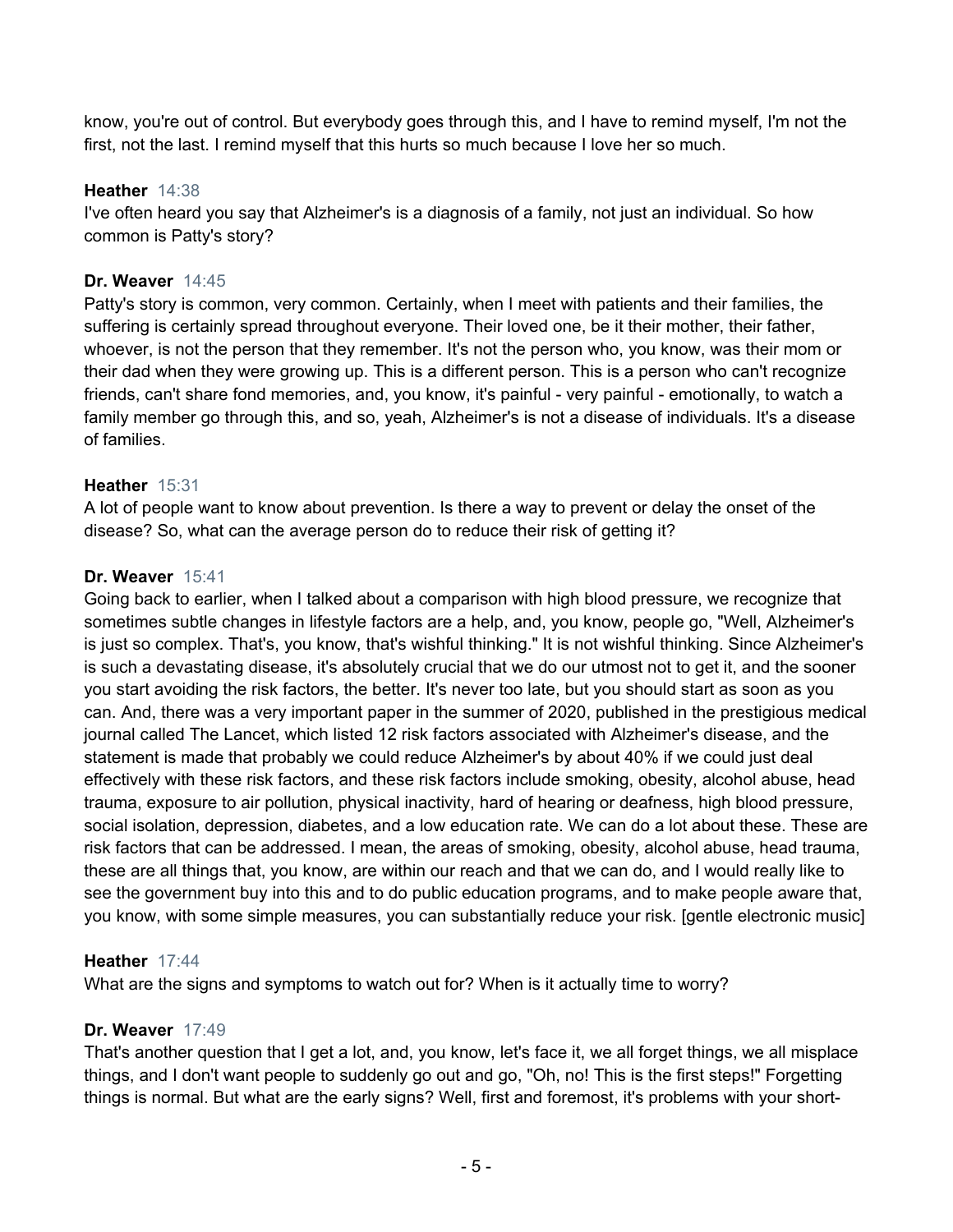know, you're out of control. But everybody goes through this, and I have to remind myself, I'm not the first, not the last. I remind myself that this hurts so much because I love her so much.

**Heather** 14:38
I've often heard you say that Alzheimer's is a diagnosis of a family, not just an individual. So how common is Patty's story?

**Dr. Weaver** 14:45
Patty's story is common, very common. Certainly, when I meet with patients and their families, the suffering is certainly spread throughout everyone. Their loved one, be it their mother, their father, whoever, is not the person that they remember. It's not the person who, you know, was their mom or their dad when they were growing up. This is a different person. This is a person who can't recognize friends, can't share fond memories, and, you know, it's painful - very painful - emotionally, to watch a family member go through this, and so, yeah, Alzheimer's is not a disease of individuals. It's a disease of families.

**Heather** 15:31
A lot of people want to know about prevention. Is there a way to prevent or delay the onset of the disease? So, what can the average person do to reduce their risk of getting it?

**Dr. Weaver** 15:41
Going back to earlier, when I talked about a comparison with high blood pressure, we recognize that sometimes subtle changes in lifestyle factors are a help, and, you know, people go, "Well, Alzheimer's is just so complex. That's, you know, that's wishful thinking." It is not wishful thinking. Since Alzheimer's is such a devastating disease, it's absolutely crucial that we do our utmost not to get it, and the sooner you start avoiding the risk factors, the better. It's never too late, but you should start as soon as you can. And, there was a very important paper in the summer of 2020, published in the prestigious medical journal called The Lancet, which listed 12 risk factors associated with Alzheimer's disease, and the statement is made that probably we could reduce Alzheimer's by about 40% if we could just deal effectively with these risk factors, and these risk factors include smoking, obesity, alcohol abuse, head trauma, exposure to air pollution, physical inactivity, hard of hearing or deafness, high blood pressure, social isolation, depression, diabetes, and a low education rate. We can do a lot about these. These are risk factors that can be addressed. I mean, the areas of smoking, obesity, alcohol abuse, head trauma, these are all things that, you know, are within our reach and that we can do, and I would really like to see the government buy into this and to do public education programs, and to make people aware that, you know, with some simple measures, you can substantially reduce your risk. [gentle electronic music]

**Heather** 17:44
What are the signs and symptoms to watch out for? When is it actually time to worry?

**Dr. Weaver** 17:49
That's another question that I get a lot, and, you know, let's face it, we all forget things, we all misplace things, and I don't want people to suddenly go out and go, "Oh, no! This is the first steps!" Forgetting things is normal. But what are the early signs? Well, first and foremost, it's problems with your short-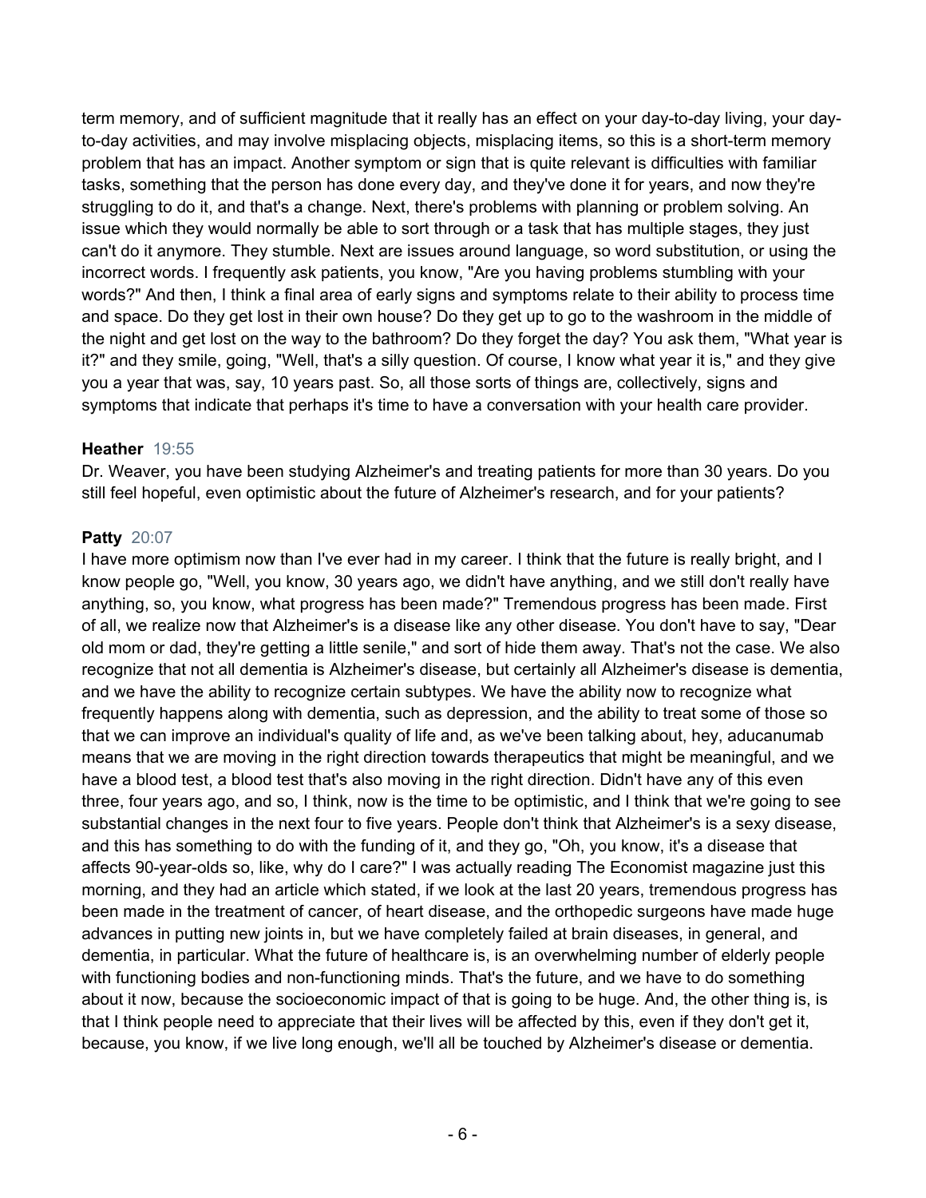term memory, and of sufficient magnitude that it really has an effect on your day-to-day living, your day-to-day activities, and may involve misplacing objects, misplacing items, so this is a short-term memory problem that has an impact. Another symptom or sign that is quite relevant is difficulties with familiar tasks, something that the person has done every day, and they've done it for years, and now they're struggling to do it, and that's a change. Next, there's problems with planning or problem solving. An issue which they would normally be able to sort through or a task that has multiple stages, they just can't do it anymore. They stumble. Next are issues around language, so word substitution, or using the incorrect words. I frequently ask patients, you know, "Are you having problems stumbling with your words?" And then, I think a final area of early signs and symptoms relate to their ability to process time and space. Do they get lost in their own house? Do they get up to go to the washroom in the middle of the night and get lost on the way to the bathroom? Do they forget the day? You ask them, "What year is it?" and they smile, going, "Well, that's a silly question. Of course, I know what year it is," and they give you a year that was, say, 10 years past. So, all those sorts of things are, collectively, signs and symptoms that indicate that perhaps it's time to have a conversation with your health care provider.

**Heather** 19:55

Dr. Weaver, you have been studying Alzheimer's and treating patients for more than 30 years. Do you still feel hopeful, even optimistic about the future of Alzheimer's research, and for your patients?

**Patty** 20:07

I have more optimism now than I've ever had in my career. I think that the future is really bright, and I know people go, "Well, you know, 30 years ago, we didn't have anything, and we still don't really have anything, so, you know, what progress has been made?" Tremendous progress has been made. First of all, we realize now that Alzheimer's is a disease like any other disease. You don't have to say, "Dear old mom or dad, they're getting a little senile," and sort of hide them away. That's not the case. We also recognize that not all dementia is Alzheimer's disease, but certainly all Alzheimer's disease is dementia, and we have the ability to recognize certain subtypes. We have the ability now to recognize what frequently happens along with dementia, such as depression, and the ability to treat some of those so that we can improve an individual's quality of life and, as we've been talking about, hey, aducanumab means that we are moving in the right direction towards therapeutics that might be meaningful, and we have a blood test, a blood test that's also moving in the right direction. Didn't have any of this even three, four years ago, and so, I think, now is the time to be optimistic, and I think that we're going to see substantial changes in the next four to five years. People don't think that Alzheimer's is a sexy disease, and this has something to do with the funding of it, and they go, "Oh, you know, it's a disease that affects 90-year-olds so, like, why do I care?" I was actually reading The Economist magazine just this morning, and they had an article which stated, if we look at the last 20 years, tremendous progress has been made in the treatment of cancer, of heart disease, and the orthopedic surgeons have made huge advances in putting new joints in, but we have completely failed at brain diseases, in general, and dementia, in particular. What the future of healthcare is, is an overwhelming number of elderly people with functioning bodies and non-functioning minds. That's the future, and we have to do something about it now, because the socioeconomic impact of that is going to be huge. And, the other thing is, is that I think people need to appreciate that their lives will be affected by this, even if they don't get it, because, you know, if we live long enough, we'll all be touched by Alzheimer's disease or dementia.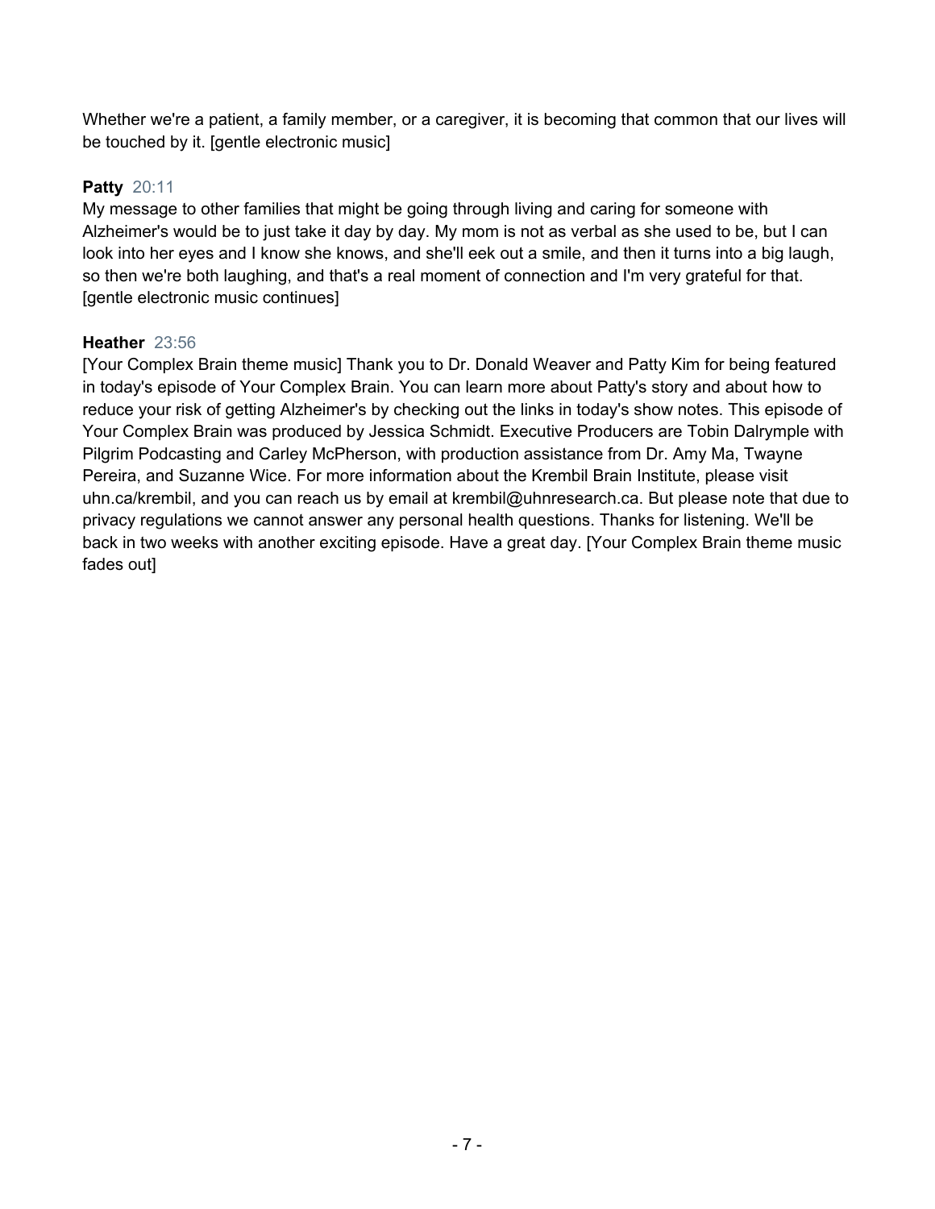Whether we're a patient, a family member, or a caregiver, it is becoming that common that our lives will be touched by it. [gentle electronic music]

**Patty** 20:11
My message to other families that might be going through living and caring for someone with Alzheimer's would be to just take it day by day. My mom is not as verbal as she used to be, but I can look into her eyes and I know she knows, and she'll eek out a smile, and then it turns into a big laugh, so then we're both laughing, and that's a real moment of connection and I'm very grateful for that. [gentle electronic music continues]

**Heather** 23:56
[Your Complex Brain theme music] Thank you to Dr. Donald Weaver and Patty Kim for being featured in today's episode of Your Complex Brain. You can learn more about Patty's story and about how to reduce your risk of getting Alzheimer's by checking out the links in today's show notes. This episode of Your Complex Brain was produced by Jessica Schmidt. Executive Producers are Tobin Dalrymple with Pilgrim Podcasting and Carley McPherson, with production assistance from Dr. Amy Ma, Twayne Pereira, and Suzanne Wice. For more information about the Krembil Brain Institute, please visit uhn.ca/krembil, and you can reach us by email at krembil@uhnresearch.ca. But please note that due to privacy regulations we cannot answer any personal health questions. Thanks for listening. We'll be back in two weeks with another exciting episode. Have a great day. [Your Complex Brain theme music fades out]